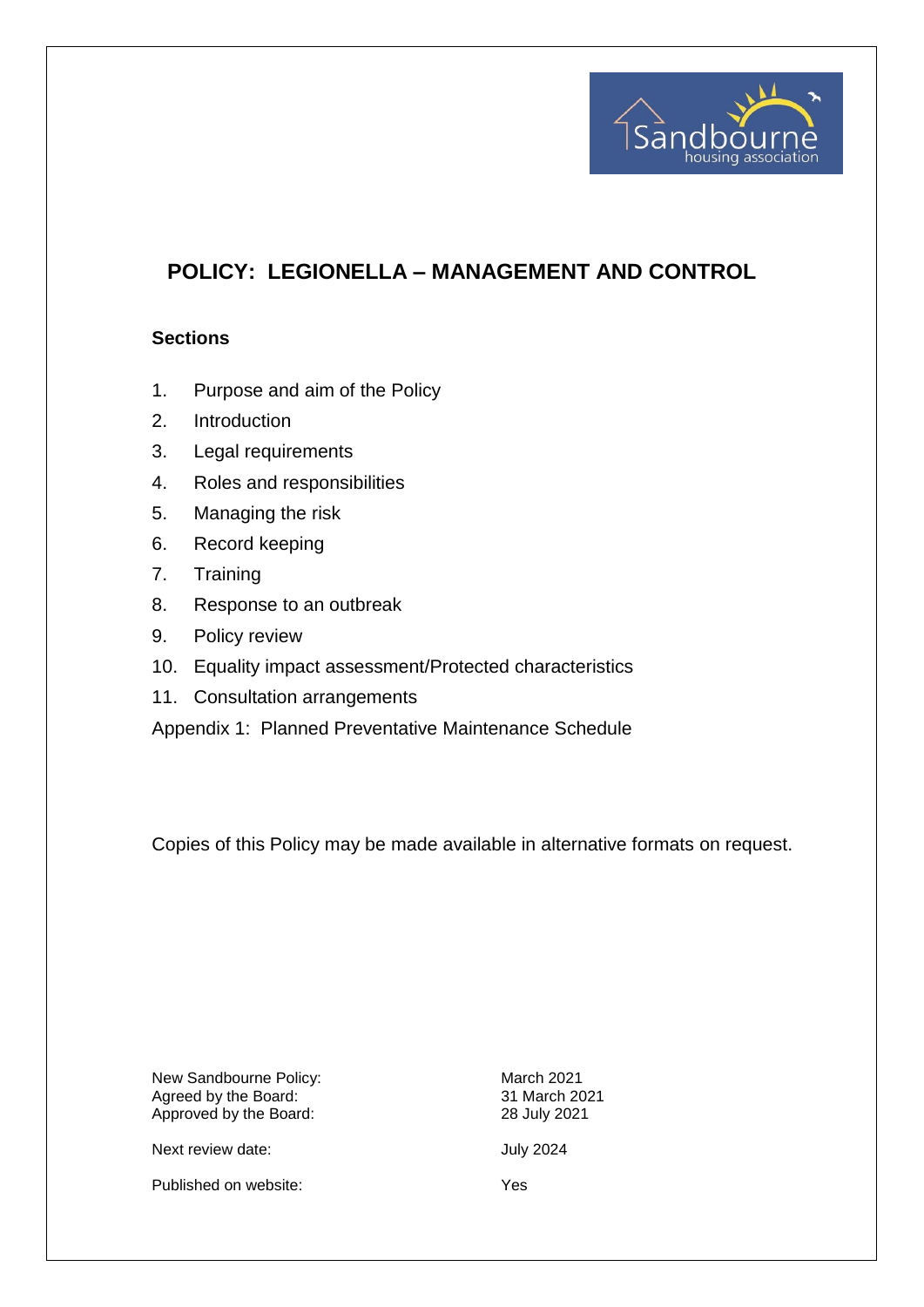# POLICY: LEGIONELLA – MANAGEMENT AND CONTROL

## Sections

1. Purpose and aim of the Policy
2. Introduction
3. Legal requirements
4. Roles and responsibilities
5. Managing the risk
6. Record keeping
7. Training
8. Response to an outbreak
9. Policy review
10. Equality impact assessment/Protected characteristics
11. Consultation arrangements

Appendix 1: Planned Preventative Maintenance Schedule

Copies of this Policy may be made available in alternative formats on request.

| | |
|---|---|
| New Sandbourne Policy: | March 2021 |
| Agreed by the Board: | 31 March 2021 |
| Approved by the Board: | 28 July 2021 |
| Next review date: | July 2024 |
| Published on website: | Yes |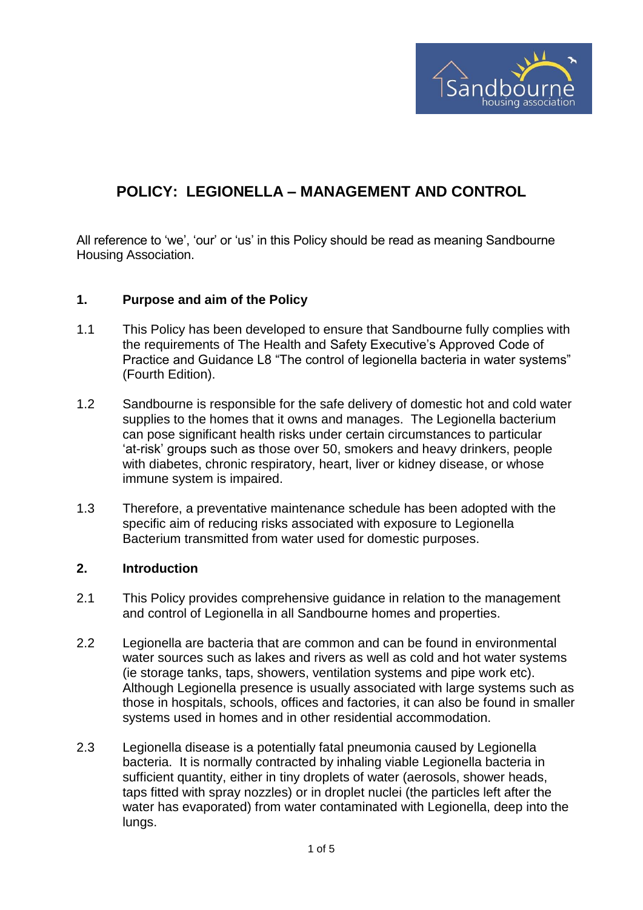# POLICY: LEGIONELLA – MANAGEMENT AND CONTROL

All reference to 'we', 'our' or 'us' in this Policy should be read as meaning Sandbourne Housing Association.

## 1. Purpose and aim of the Policy

1.1 This Policy has been developed to ensure that Sandbourne fully complies with the requirements of The Health and Safety Executive's Approved Code of Practice and Guidance L8 "The control of legionella bacteria in water systems" (Fourth Edition).

1.2 Sandbourne is responsible for the safe delivery of domestic hot and cold water supplies to the homes that it owns and manages. The Legionella bacterium can pose significant health risks under certain circumstances to particular 'at-risk' groups such as those over 50, smokers and heavy drinkers, people with diabetes, chronic respiratory, heart, liver or kidney disease, or whose immune system is impaired.

1.3 Therefore, a preventative maintenance schedule has been adopted with the specific aim of reducing risks associated with exposure to Legionella Bacterium transmitted from water used for domestic purposes.

## 2. Introduction

2.1 This Policy provides comprehensive guidance in relation to the management and control of Legionella in all Sandbourne homes and properties.

2.2 Legionella are bacteria that are common and can be found in environmental water sources such as lakes and rivers as well as cold and hot water systems (ie storage tanks, taps, showers, ventilation systems and pipe work etc). Although Legionella presence is usually associated with large systems such as those in hospitals, schools, offices and factories, it can also be found in smaller systems used in homes and in other residential accommodation.

2.3 Legionella disease is a potentially fatal pneumonia caused by Legionella bacteria. It is normally contracted by inhaling viable Legionella bacteria in sufficient quantity, either in tiny droplets of water (aerosols, shower heads, taps fitted with spray nozzles) or in droplet nuclei (the particles left after the water has evaporated) from water contaminated with Legionella, deep into the lungs.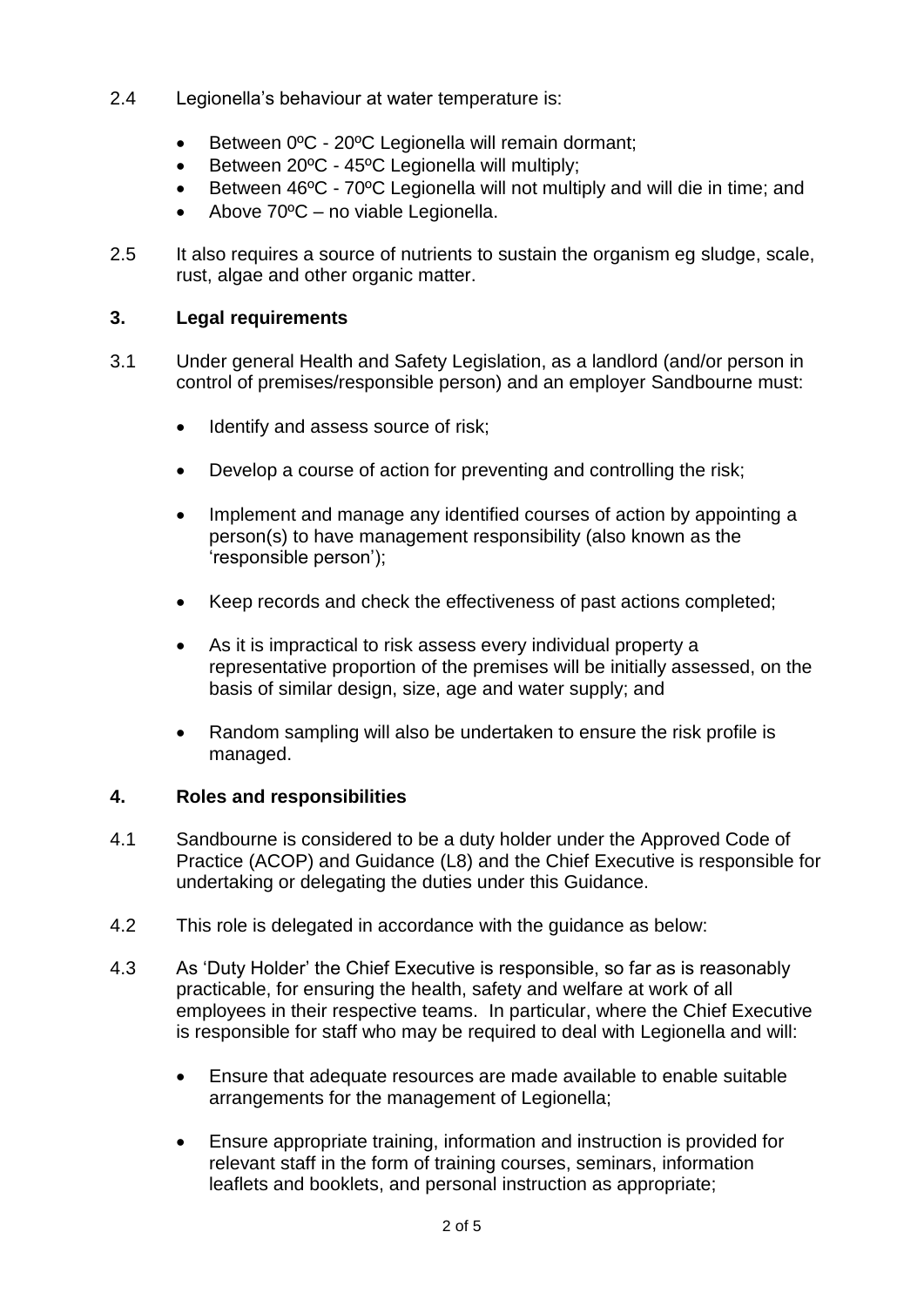2.4 Legionella's behaviour at water temperature is:

- Between 0ºC - 20ºC Legionella will remain dormant;
- Between 20ºC - 45ºC Legionella will multiply;
- Between 46ºC - 70ºC Legionella will not multiply and will die in time; and
- Above 70ºC – no viable Legionella.

2.5 It also requires a source of nutrients to sustain the organism eg sludge, scale, rust, algae and other organic matter.

## 3. Legal requirements

3.1 Under general Health and Safety Legislation, as a landlord (and/or person in control of premises/responsible person) and an employer Sandbourne must:

- Identify and assess source of risk;
- Develop a course of action for preventing and controlling the risk;
- Implement and manage any identified courses of action by appointing a person(s) to have management responsibility (also known as the 'responsible person');
- Keep records and check the effectiveness of past actions completed;
- As it is impractical to risk assess every individual property a representative proportion of the premises will be initially assessed, on the basis of similar design, size, age and water supply; and
- Random sampling will also be undertaken to ensure the risk profile is managed.

## 4. Roles and responsibilities

4.1 Sandbourne is considered to be a duty holder under the Approved Code of Practice (ACOP) and Guidance (L8) and the Chief Executive is responsible for undertaking or delegating the duties under this Guidance.

4.2 This role is delegated in accordance with the guidance as below:

4.3 As 'Duty Holder' the Chief Executive is responsible, so far as is reasonably practicable, for ensuring the health, safety and welfare at work of all employees in their respective teams. In particular, where the Chief Executive is responsible for staff who may be required to deal with Legionella and will:

- Ensure that adequate resources are made available to enable suitable arrangements for the management of Legionella;
- Ensure appropriate training, information and instruction is provided for relevant staff in the form of training courses, seminars, information leaflets and booklets, and personal instruction as appropriate;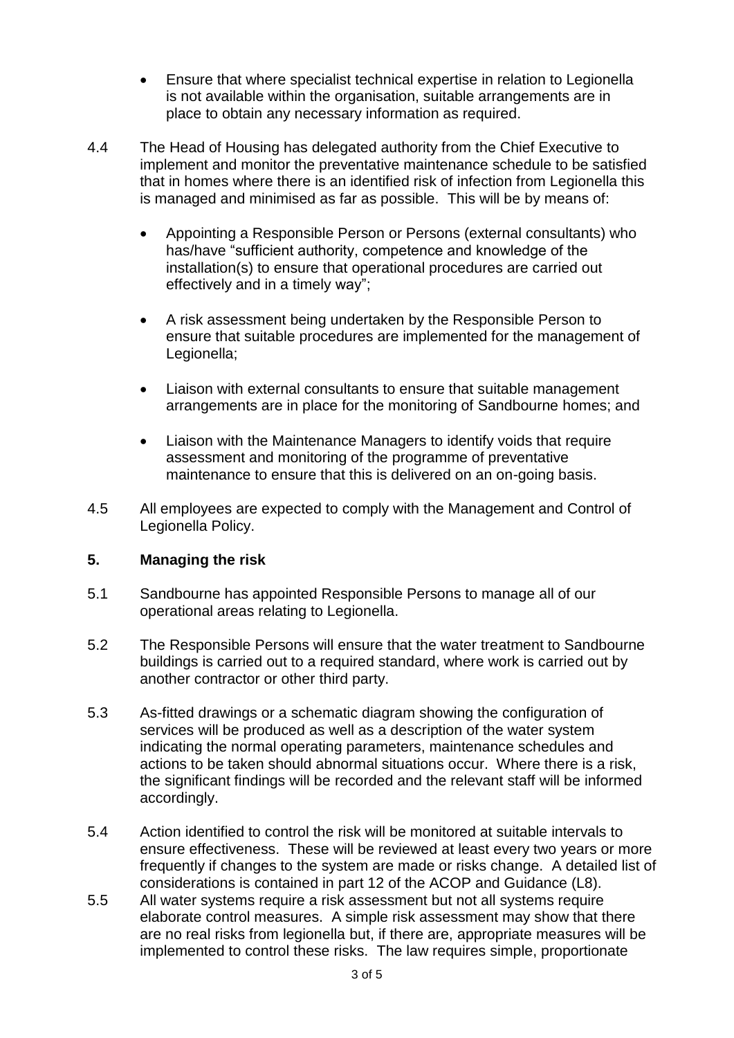- Ensure that where specialist technical expertise in relation to Legionella is not available within the organisation, suitable arrangements are in place to obtain any necessary information as required.

4.4 The Head of Housing has delegated authority from the Chief Executive to implement and monitor the preventative maintenance schedule to be satisfied that in homes where there is an identified risk of infection from Legionella this is managed and minimised as far as possible. This will be by means of:

- Appointing a Responsible Person or Persons (external consultants) who has/have "sufficient authority, competence and knowledge of the installation(s) to ensure that operational procedures are carried out effectively and in a timely way";
- A risk assessment being undertaken by the Responsible Person to ensure that suitable procedures are implemented for the management of Legionella;
- Liaison with external consultants to ensure that suitable management arrangements are in place for the monitoring of Sandbourne homes; and
- Liaison with the Maintenance Managers to identify voids that require assessment and monitoring of the programme of preventative maintenance to ensure that this is delivered on an on-going basis.

4.5 All employees are expected to comply with the Management and Control of Legionella Policy.

## 5. Managing the risk

5.1 Sandbourne has appointed Responsible Persons to manage all of our operational areas relating to Legionella.

5.2 The Responsible Persons will ensure that the water treatment to Sandbourne buildings is carried out to a required standard, where work is carried out by another contractor or other third party.

5.3 As-fitted drawings or a schematic diagram showing the configuration of services will be produced as well as a description of the water system indicating the normal operating parameters, maintenance schedules and actions to be taken should abnormal situations occur. Where there is a risk, the significant findings will be recorded and the relevant staff will be informed accordingly.

5.4 Action identified to control the risk will be monitored at suitable intervals to ensure effectiveness. These will be reviewed at least every two years or more frequently if changes to the system are made or risks change. A detailed list of considerations is contained in part 12 of the ACOP and Guidance (L8).

5.5 All water systems require a risk assessment but not all systems require elaborate control measures. A simple risk assessment may show that there are no real risks from legionella but, if there are, appropriate measures will be implemented to control these risks. The law requires simple, proportionate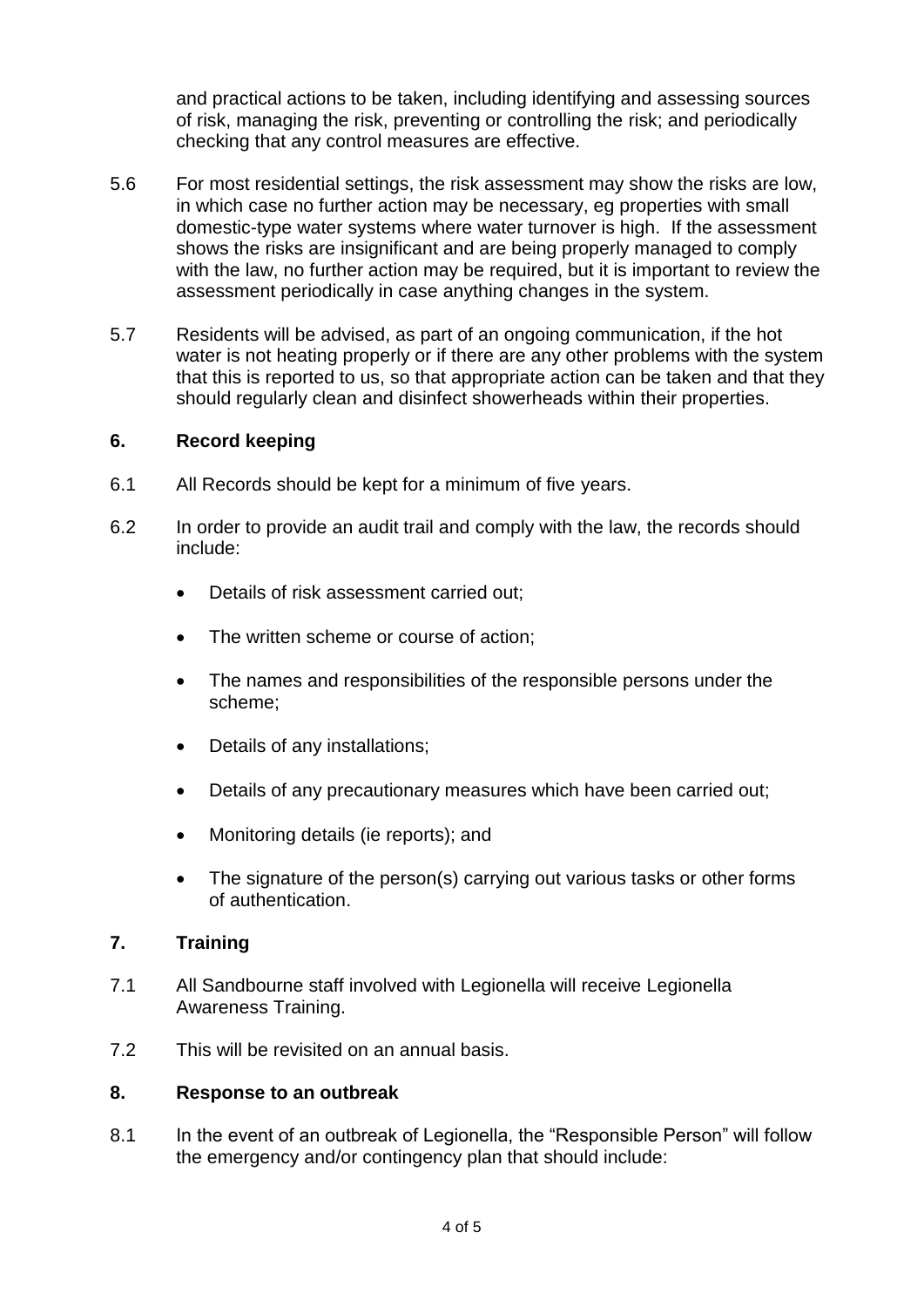and practical actions to be taken, including identifying and assessing sources of risk, managing the risk, preventing or controlling the risk; and periodically checking that any control measures are effective.

5.6 For most residential settings, the risk assessment may show the risks are low, in which case no further action may be necessary, eg properties with small domestic-type water systems where water turnover is high. If the assessment shows the risks are insignificant and are being properly managed to comply with the law, no further action may be required, but it is important to review the assessment periodically in case anything changes in the system.

5.7 Residents will be advised, as part of an ongoing communication, if the hot water is not heating properly or if there are any other problems with the system that this is reported to us, so that appropriate action can be taken and that they should regularly clean and disinfect showerheads within their properties.

## 6. Record keeping

6.1 All Records should be kept for a minimum of five years.

6.2 In order to provide an audit trail and comply with the law, the records should include:

- Details of risk assessment carried out;
- The written scheme or course of action;
- The names and responsibilities of the responsible persons under the scheme;
- Details of any installations;
- Details of any precautionary measures which have been carried out;
- Monitoring details (ie reports); and
- The signature of the person(s) carrying out various tasks or other forms of authentication.

## 7. Training

7.1 All Sandbourne staff involved with Legionella will receive Legionella Awareness Training.

7.2 This will be revisited on an annual basis.

## 8. Response to an outbreak

8.1 In the event of an outbreak of Legionella, the "Responsible Person" will follow the emergency and/or contingency plan that should include: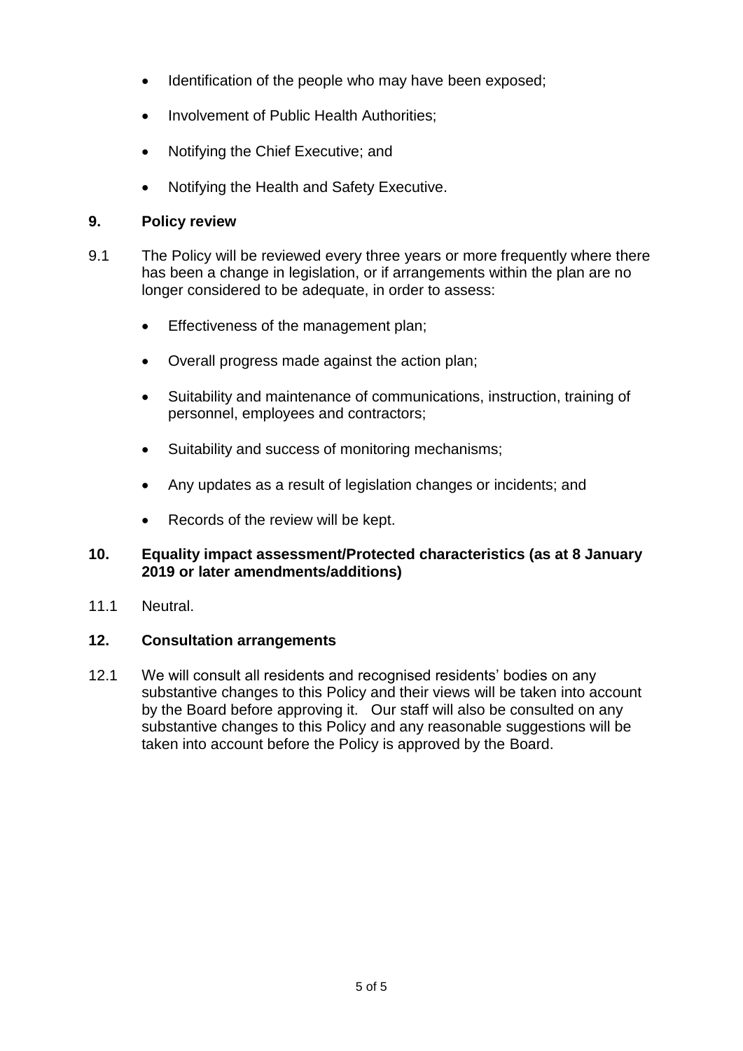- Identification of the people who may have been exposed;
- Involvement of Public Health Authorities;
- Notifying the Chief Executive; and
- Notifying the Health and Safety Executive.

## 9. Policy review

9.1 The Policy will be reviewed every three years or more frequently where there has been a change in legislation, or if arrangements within the plan are no longer considered to be adequate, in order to assess:

- Effectiveness of the management plan;
- Overall progress made against the action plan;
- Suitability and maintenance of communications, instruction, training of personnel, employees and contractors;
- Suitability and success of monitoring mechanisms;
- Any updates as a result of legislation changes or incidents; and
- Records of the review will be kept.

## 10. Equality impact assessment/Protected characteristics (as at 8 January 2019 or later amendments/additions)

11.1 Neutral.

## 12. Consultation arrangements

12.1 We will consult all residents and recognised residents' bodies on any substantive changes to this Policy and their views will be taken into account by the Board before approving it. Our staff will also be consulted on any substantive changes to this Policy and any reasonable suggestions will be taken into account before the Policy is approved by the Board.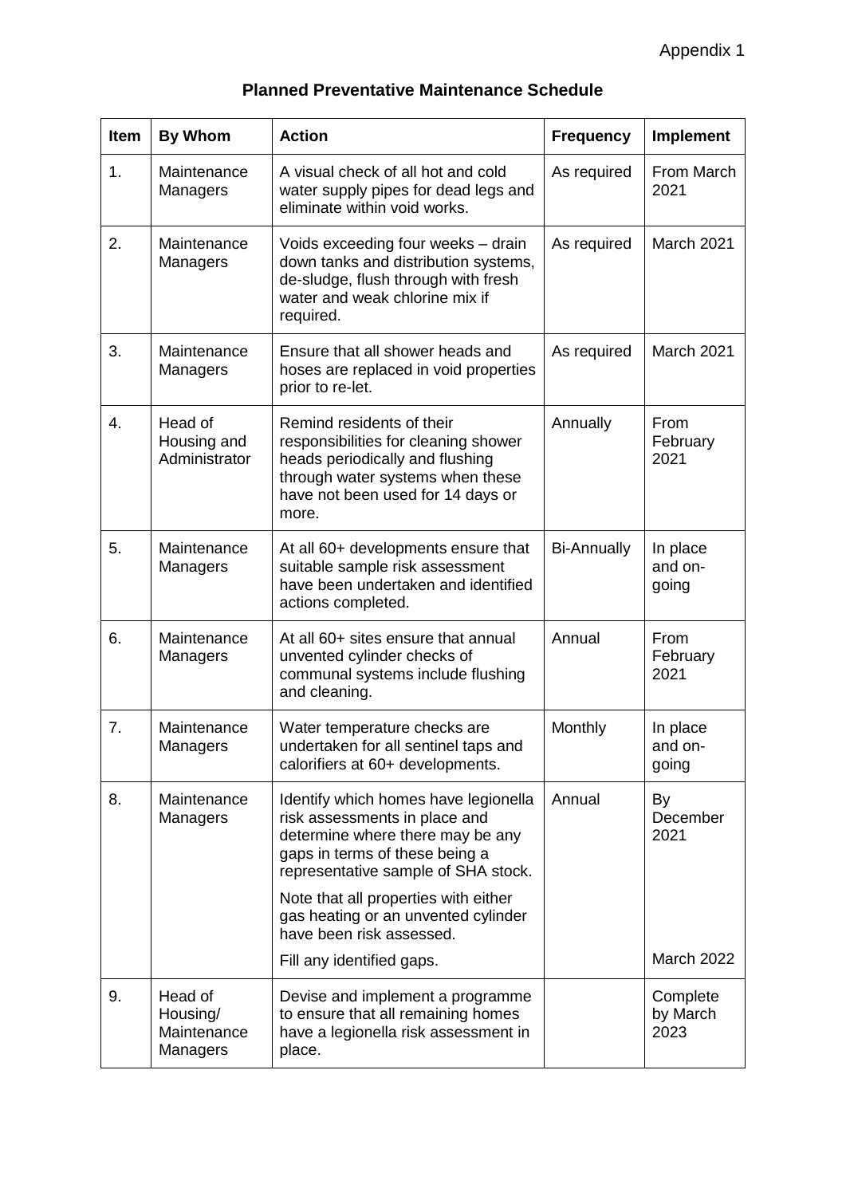Appendix 1

## Planned Preventative Maintenance Schedule

| Item | By Whom | Action | Frequency | Implement |
|---|---|---|---|---|
| 1. | Maintenance Managers | A visual check of all hot and cold water supply pipes for dead legs and eliminate within void works. | As required | From March 2021 |
| 2. | Maintenance Managers | Voids exceeding four weeks – drain down tanks and distribution systems, de-sludge, flush through with fresh water and weak chlorine mix if required. | As required | March 2021 |
| 3. | Maintenance Managers | Ensure that all shower heads and hoses are replaced in void properties prior to re-let. | As required | March 2021 |
| 4. | Head of Housing and Administrator | Remind residents of their responsibilities for cleaning shower heads periodically and flushing through water systems when these have not been used for 14 days or more. | Annually | From February 2021 |
| 5. | Maintenance Managers | At all 60+ developments ensure that suitable sample risk assessment have been undertaken and identified actions completed. | Bi-Annually | In place and on-going |
| 6. | Maintenance Managers | At all 60+ sites ensure that annual unvented cylinder checks of communal systems include flushing and cleaning. | Annual | From February 2021 |
| 7. | Maintenance Managers | Water temperature checks are undertaken for all sentinel taps and calorifiers at 60+ developments. | Monthly | In place and on-going |
| 8. | Maintenance Managers | Identify which homes have legionella risk assessments in place and determine where there may be any gaps in terms of these being a representative sample of SHA stock.<br><br>Note that all properties with either gas heating or an unvented cylinder have been risk assessed.<br><br>Fill any identified gaps. | Annual | By December 2021<br><br>March 2022 |
| 9. | Head of Housing/ Maintenance Managers | Devise and implement a programme to ensure that all remaining homes have a legionella risk assessment in place. | | Complete by March 2023 |